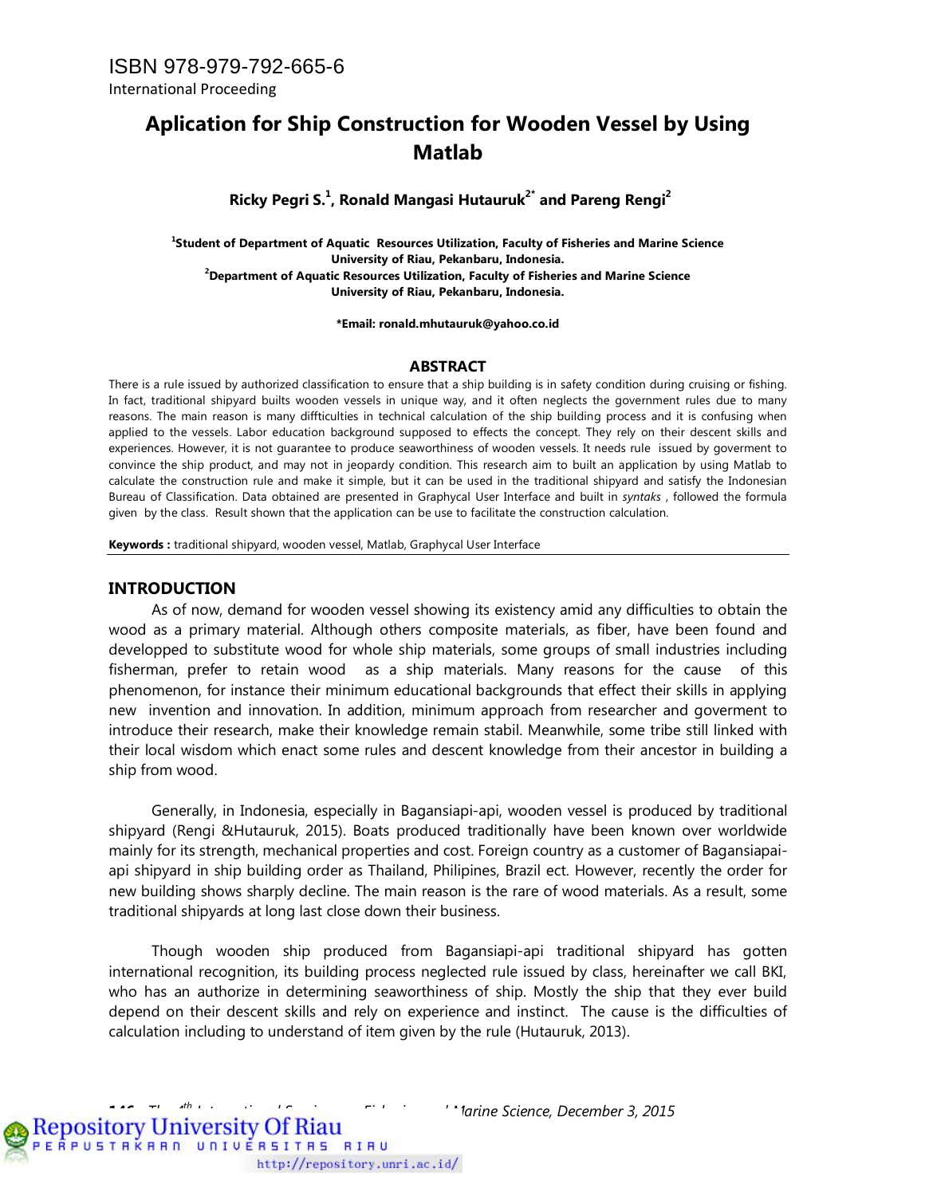ISBN 978-979-792-665-6

International Proceeding

# Aplication for Ship Construction for Wooden Vessel by Using Matlab

**Ricky Pegri S.[1], Ronald Mangasi Hutauruk[2*] and Pareng Rengi[2]**

**[1]Student of Department of Aquatic Resources Utilization, Faculty of Fisheries and Marine Science University of Riau, Pekanbaru, Indonesia.**
**[2]Department of Aquatic Resources Utilization, Faculty of Fisheries and Marine Science University of Riau, Pekanbaru, Indonesia.**

**\*Email: ronald.mhutauruk@yahoo.co.id**

## ABSTRACT

There is a rule issued by authorized classification to ensure that a ship building is in safety condition during cruising or fishing. In fact, traditional shipyard builts wooden vessels in unique way, and it often neglects the government rules due to many reasons. The main reason is many diffticulties in technical calculation of the ship building process and it is confusing when applied to the vessels. Labor education background supposed to effects the concept. They rely on their descent skills and experiences. However, it is not guarantee to produce seaworthiness of wooden vessels. It needs rule issued by goverment to convince the ship product, and may not in jeopardy condition. This research aim to built an application by using Matlab to calculate the construction rule and make it simple, but it can be used in the traditional shipyard and satisfy the Indonesian Bureau of Classification. Data obtained are presented in Graphycal User Interface and built in *syntaks* , followed the formula given by the class. Result shown that the application can be use to facilitate the construction calculation.

**Keywords :** traditional shipyard, wooden vessel, Matlab, Graphycal User Interface

## INTRODUCTION

As of now, demand for wooden vessel showing its existency amid any difficulties to obtain the wood as a primary material. Although others composite materials, as fiber, have been found and developped to substitute wood for whole ship materials, some groups of small industries including fisherman, prefer to retain wood as a ship materials. Many reasons for the cause of this phenomenon, for instance their minimum educational backgrounds that effect their skills in applying new invention and innovation. In addition, minimum approach from researcher and goverment to introduce their research, make their knowledge remain stabil. Meanwhile, some tribe still linked with their local wisdom which enact some rules and descent knowledge from their ancestor in building a ship from wood.

Generally, in Indonesia, especially in Bagansiapi-api, wooden vessel is produced by traditional shipyard (Rengi &Hutauruk, 2015). Boats produced traditionally have been known over worldwide mainly for its strength, mechanical properties and cost. Foreign country as a customer of Bagansiapai-api shipyard in ship building order as Thailand, Philipines, Brazil ect. However, recently the order for new building shows sharply decline. The main reason is the rare of wood materials. As a result, some traditional shipyards at long last close down their business.

Though wooden ship produced from Bagansiapi-api traditional shipyard has gotten international recognition, its building process neglected rule issued by class, hereinafter we call BKI, who has an authorize in determining seaworthiness of ship. Mostly the ship that they ever build depend on their descent skills and rely on experience and instinct. The cause is the difficulties of calculation including to understand of item given by the rule (Hutauruk, 2013).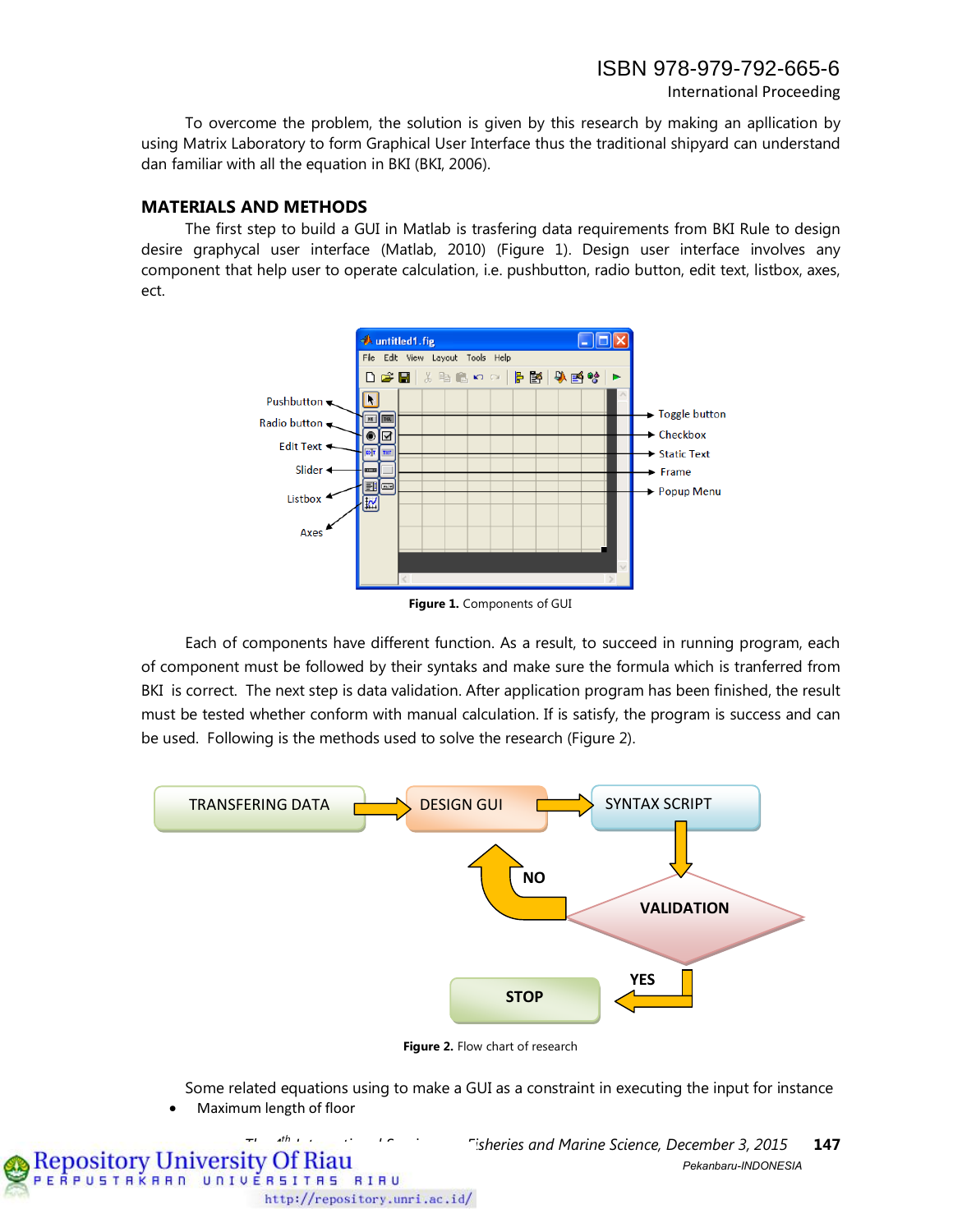To overcome the problem, the solution is given by this research by making an apllication by using Matrix Laboratory to form Graphical User Interface thus the traditional shipyard can understand dan familiar with all the equation in BKI (BKI, 2006).

## MATERIALS AND METHODS

The first step to build a GUI in Matlab is trasfering data requirements from BKI Rule to design desire graphycal user interface (Matlab, 2010) (Figure 1). Design user interface involves any component that help user to operate calculation, i.e. pushbutton, radio button, edit text, listbox, axes, ect.

**Figure 1.** Components of GUI

Each of components have different function. As a result, to succeed in running program, each of component must be followed by their syntaks and make sure the formula which is tranferred from BKI is correct. The next step is data validation. After application program has been finished, the result must be tested whether conform with manual calculation. If is satisfy, the program is success and can be used. Following is the methods used to solve the research (Figure 2).

**Figure 2.** Flow chart of research

Some related equations using to make a GUI as a constraint in executing the input for instance

- Maximum length of floor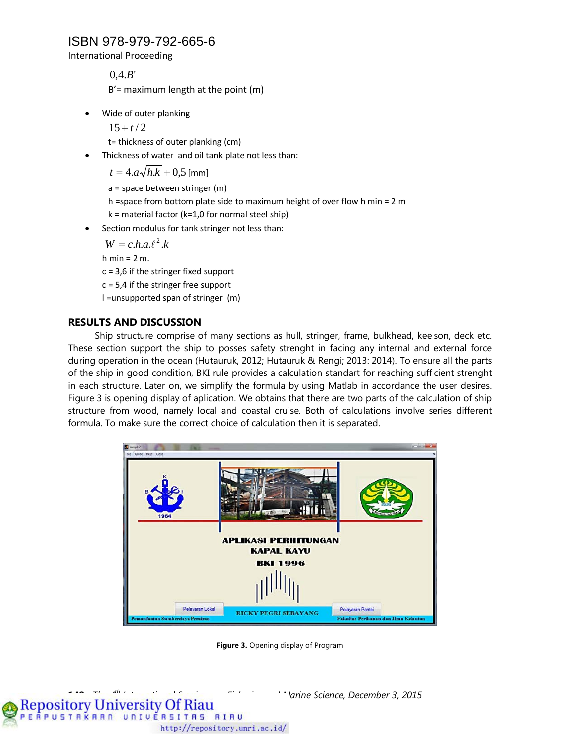$0{,}4.B'$

B'= maximum length at the point (m)

- Wide of outer planking

  $15 + t/2$

  t= thickness of outer planking (cm)

- Thickness of water and oil tank plate not less than:

  $t = 4.a\sqrt{h.k} + 0{,}5$ [mm]

  a = space between stringer (m)

  h =space from bottom plate side to maximum height of over flow h min = 2 m

  k = material factor (k=1,0 for normal steel ship)

- Section modulus for tank stringer not less than:

  $W = c.h.a.\ell^2.k$

  h min = 2 m.

  c = 3,6 if the stringer fixed support

  c = 5,4 if the stringer free support

  l =unsupported span of stringer (m)

## RESULTS AND DISCUSSION

Ship structure comprise of many sections as hull, stringer, frame, bulkhead, keelson, deck etc. These section support the ship to posses safety strenght in facing any internal and external force during operation in the ocean (Hutauruk, 2012; Hutauruk & Rengi; 2013: 2014). To ensure all the parts of the ship in good condition, BKI rule provides a calculation standart for reaching sufficient strenght in each structure. Later on, we simplify the formula by using Matlab in accordance the user desires. Figure 3 is opening display of aplication. We obtains that there are two parts of the calculation of ship structure from wood, namely local and coastal cruise. Both of calculations involve series different formula. To make sure the correct choice of calculation then it is separated.

**Figure 3.** Opening display of Program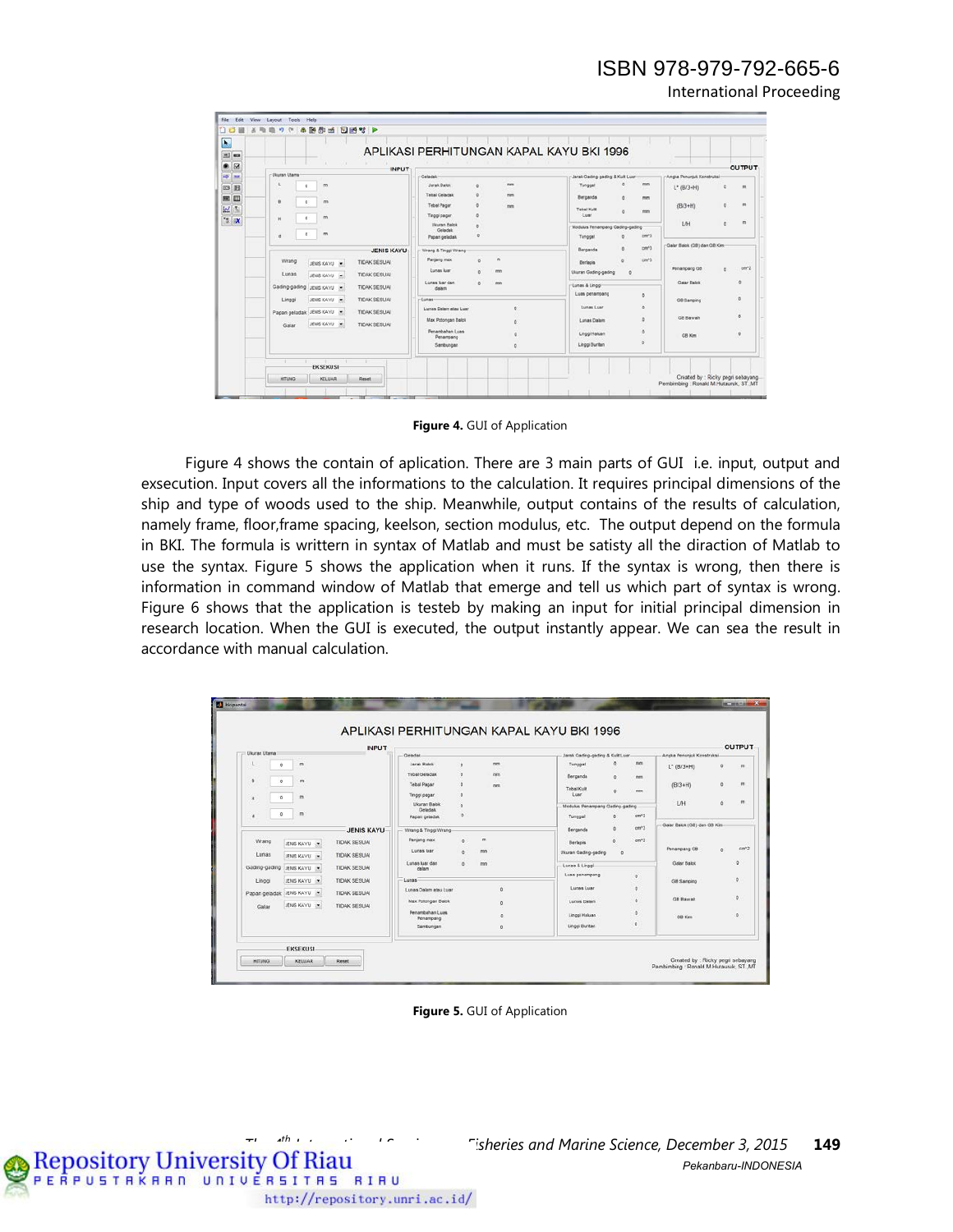**Figure 4.** GUI of Application

Figure 4 shows the contain of aplication. There are 3 main parts of GUI i.e. input, output and exsecution. Input covers all the informations to the calculation. It requires principal dimensions of the ship and type of woods used to the ship. Meanwhile, output contains of the results of calculation, namely frame, floor,frame spacing, keelson, section modulus, etc. The output depend on the formula in BKI. The formula is writtern in syntax of Matlab and must be satisty all the diraction of Matlab to use the syntax. Figure 5 shows the application when it runs. If the syntax is wrong, then there is information in command window of Matlab that emerge and tell us which part of syntax is wrong. Figure 6 shows that the application is testeb by making an input for initial principal dimension in research location. When the GUI is executed, the output instantly appear. We can sea the result in accordance with manual calculation.

**Figure 5.** GUI of Application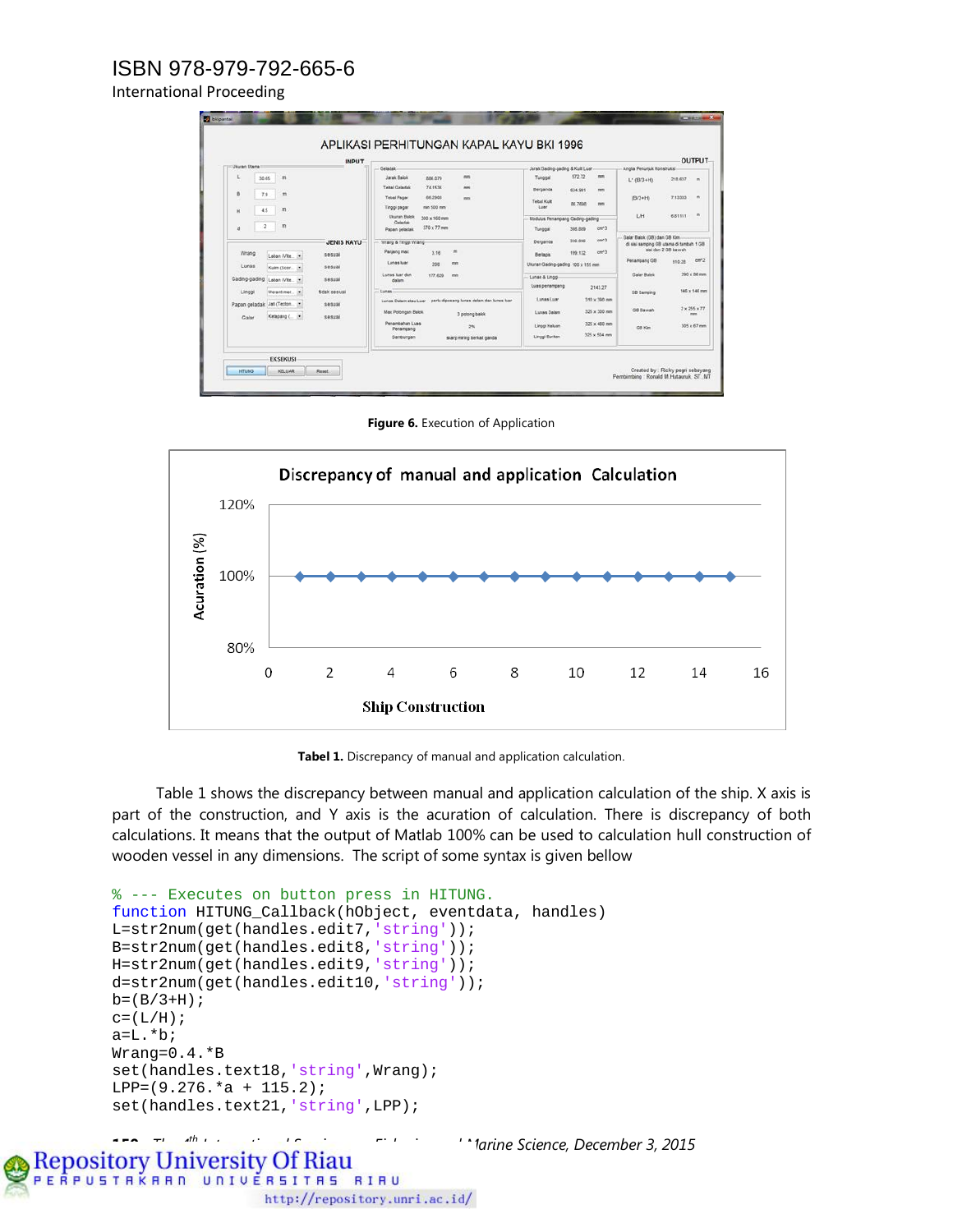**Figure 6.** Execution of Application

**Tabel 1.** Discrepancy of manual and application calculation.

Table 1 shows the discrepancy between manual and application calculation of the ship. X axis is part of the construction, and Y axis is the acuration of calculation. There is discrepancy of both calculations. It means that the output of Matlab 100% can be used to calculation hull construction of wooden vessel in any dimensions. The script of some syntax is given bellow

```
% --- Executes on button press in HITUNG.
function HITUNG_Callback(hObject, eventdata, handles)
L=str2num(get(handles.edit7,'string'));
B=str2num(get(handles.edit8,'string'));
H=str2num(get(handles.edit9,'string'));
d=str2num(get(handles.edit10,'string'));
b=(B/3+H);
c=(L/H);
a=L.*b;
Wrang=0.4.*B
set(handles.text18,'string',Wrang);
LPP=(9.276.*a + 115.2);
set(handles.text21,'string',LPP);
```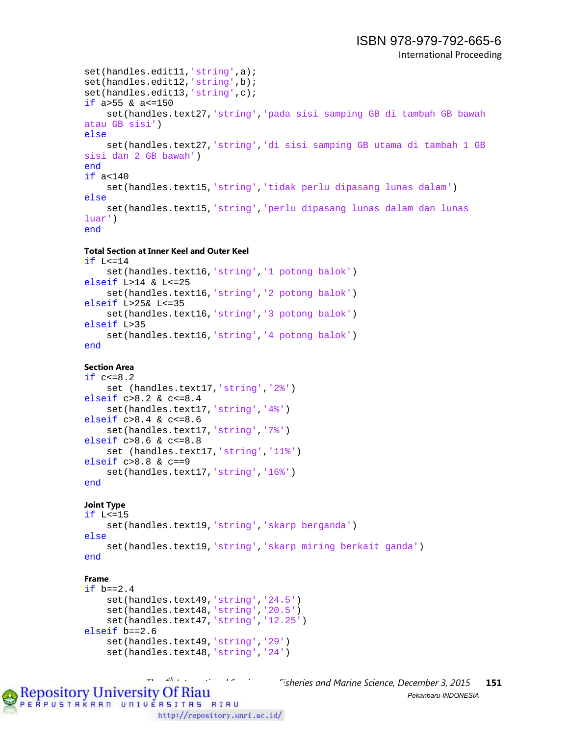```
set(handles.edit11,'string',a);
set(handles.edit12,'string',b);
set(handles.edit13,'string',c);
if a>55 & a<=150
    set(handles.text27,'string','pada sisi samping GB di tambah GB bawah
atau GB sisi')
else
    set(handles.text27,'string','di sisi samping GB utama di tambah 1 GB
sisi dan 2 GB bawah')
end
if a<140
    set(handles.text15,'string','tidak perlu dipasang lunas dalam')
else
    set(handles.text15,'string','perlu dipasang lunas dalam dan lunas
luar')
end
```

**Total Section at Inner Keel and Outer Keel**

```
if L<=14
    set(handles.text16,'string','1 potong balok')
elseif L>14 & L<=25
    set(handles.text16,'string','2 potong balok')
elseif L>25& L<=35
    set(handles.text16,'string','3 potong balok')
elseif L>35
    set(handles.text16,'string','4 potong balok')
end
```

**Section Area**

```
if c<=8.2
    set (handles.text17,'string','2%')
elseif c>8.2 & c<=8.4
    set(handles.text17,'string','4%')
elseif c>8.4 & c<=8.6
    set(handles.text17,'string','7%')
elseif c>8.6 & c<=8.8
    set (handles.text17,'string','11%')
elseif c>8.8 & c==9
    set(handles.text17,'string','16%')
end
```

**Joint Type**

```
if L<=15
    set(handles.text19,'string','skarp berganda')
else
    set(handles.text19,'string','skarp miring berkait ganda')
end
```

**Frame**

```
if b==2.4
    set(handles.text49,'string','24.5')
    set(handles.text48,'string','20.5')
    set(handles.text47,'string','12.25')
elseif b==2.6
    set(handles.text49,'string','29')
    set(handles.text48,'string','24')
```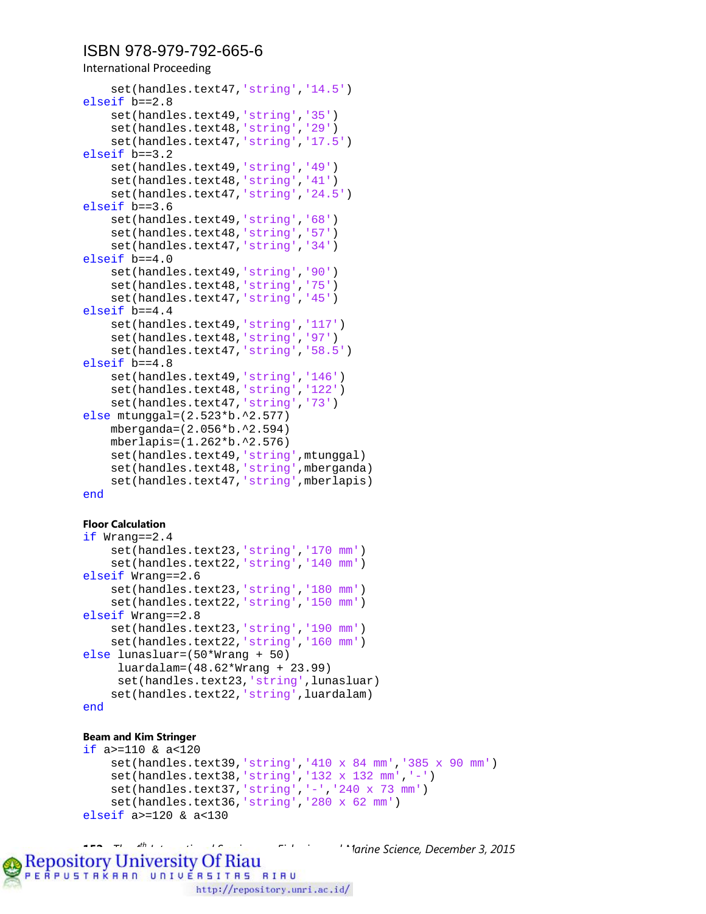```
    set(handles.text47,'string','14.5')
elseif b==2.8
    set(handles.text49,'string','35')
    set(handles.text48,'string','29')
    set(handles.text47,'string','17.5')
elseif b==3.2
    set(handles.text49,'string','49')
    set(handles.text48,'string','41')
    set(handles.text47,'string','24.5')
elseif b==3.6
    set(handles.text49,'string','68')
    set(handles.text48,'string','57')
    set(handles.text47,'string','34')
elseif b==4.0
    set(handles.text49,'string','90')
    set(handles.text48,'string','75')
    set(handles.text47,'string','45')
elseif b==4.4
    set(handles.text49,'string','117')
    set(handles.text48,'string','97')
    set(handles.text47,'string','58.5')
elseif b==4.8
    set(handles.text49,'string','146')
    set(handles.text48,'string','122')
    set(handles.text47,'string','73')
else mtunggal=(2.523*b.^2.577)
    mberganda=(2.056*b.^2.594)
    mberlapis=(1.262*b.^2.576)
    set(handles.text49,'string',mtunggal)
    set(handles.text48,'string',mberganda)
    set(handles.text47,'string',mberlapis)
end
```

**Floor Calculation**

```
if Wrang==2.4
    set(handles.text23,'string','170 mm')
    set(handles.text22,'string','140 mm')
elseif Wrang==2.6
    set(handles.text23,'string','180 mm')
    set(handles.text22,'string','150 mm')
elseif Wrang==2.8
    set(handles.text23,'string','190 mm')
    set(handles.text22,'string','160 mm')
else lunasluar=(50*Wrang + 50)
     luardalam=(48.62*Wrang + 23.99)
     set(handles.text23,'string',lunasluar)
    set(handles.text22,'string',luardalam)
end
```

**Beam and Kim Stringer**

```
if a>=110 & a<120
    set(handles.text39,'string','410 x 84 mm','385 x 90 mm')
    set(handles.text38,'string','132 x 132 mm','-')
    set(handles.text37,'string','-','240 x 73 mm')
    set(handles.text36,'string','280 x 62 mm')
elseif a>=120 & a<130
```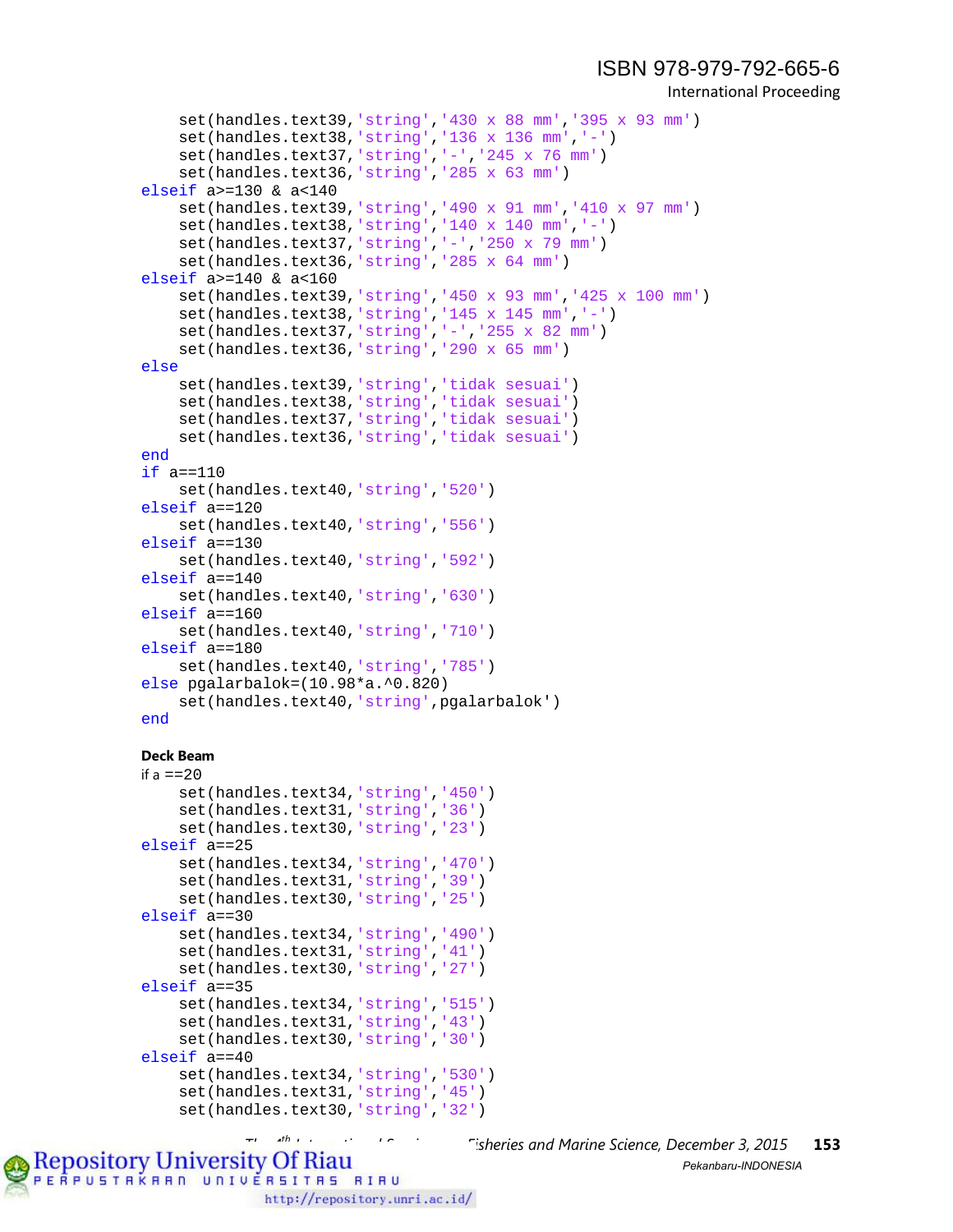```
    set(handles.text39,'string','430 x 88 mm','395 x 93 mm')
    set(handles.text38,'string','136 x 136 mm','-')
    set(handles.text37,'string','-','245 x 76 mm')
    set(handles.text36,'string','285 x 63 mm')
elseif a>=130 & a<140
    set(handles.text39,'string','490 x 91 mm','410 x 97 mm')
    set(handles.text38,'string','140 x 140 mm','-')
    set(handles.text37,'string','-','250 x 79 mm')
    set(handles.text36,'string','285 x 64 mm')
elseif a>=140 & a<160
    set(handles.text39,'string','450 x 93 mm','425 x 100 mm')
    set(handles.text38,'string','145 x 145 mm','-')
    set(handles.text37,'string','-','255 x 82 mm')
    set(handles.text36,'string','290 x 65 mm')
else
    set(handles.text39,'string','tidak sesuai')
    set(handles.text38,'string','tidak sesuai')
    set(handles.text37,'string','tidak sesuai')
    set(handles.text36,'string','tidak sesuai')
end
if a==110
    set(handles.text40,'string','520')
elseif a==120
    set(handles.text40,'string','556')
elseif a==130
    set(handles.text40,'string','592')
elseif a==140
    set(handles.text40,'string','630')
elseif a==160
    set(handles.text40,'string','710')
elseif a==180
    set(handles.text40,'string','785')
else pgalarbalok=(10.98*a.^0.820)
    set(handles.text40,'string',pgalarbalok')
end
```

**Deck Beam**

```
if a ==20
    set(handles.text34,'string','450')
    set(handles.text31,'string','36')
    set(handles.text30,'string','23')
elseif a==25
    set(handles.text34,'string','470')
    set(handles.text31,'string','39')
    set(handles.text30,'string','25')
elseif a==30
    set(handles.text34,'string','490')
    set(handles.text31,'string','41')
    set(handles.text30,'string','27')
elseif a==35
    set(handles.text34,'string','515')
    set(handles.text31,'string','43')
    set(handles.text30,'string','30')
elseif a==40
    set(handles.text34,'string','530')
    set(handles.text31,'string','45')
    set(handles.text30,'string','32')
```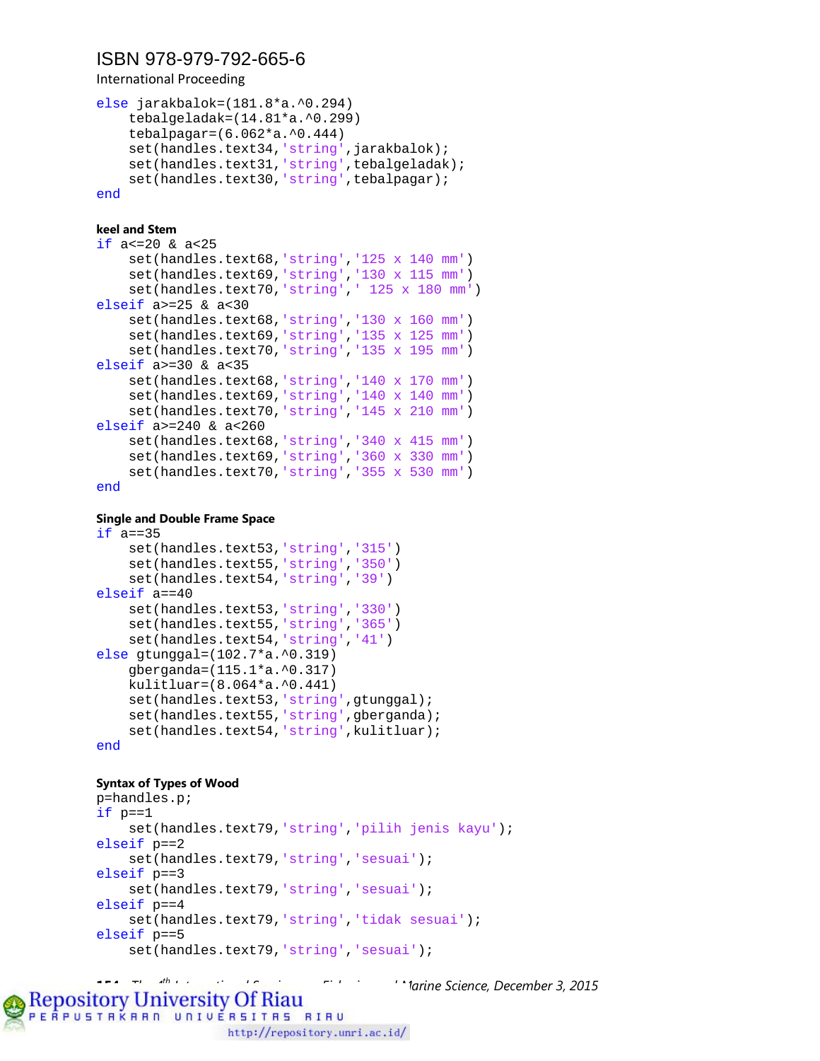```
else jarakbalok=(181.8*a.^0.294)
    tebalgeladak=(14.81*a.^0.299)
    tebalpagar=(6.062*a.^0.444)
    set(handles.text34,'string',jarakbalok);
    set(handles.text31,'string',tebalgeladak);
    set(handles.text30,'string',tebalpagar);
end
```

**keel and Stem**

```
if a<=20 & a<25
    set(handles.text68,'string','125 x 140 mm')
    set(handles.text69,'string','130 x 115 mm')
    set(handles.text70,'string',' 125 x 180 mm')
elseif a>=25 & a<30
    set(handles.text68,'string','130 x 160 mm')
    set(handles.text69,'string','135 x 125 mm')
    set(handles.text70,'string','135 x 195 mm')
elseif a>=30 & a<35
    set(handles.text68,'string','140 x 170 mm')
    set(handles.text69,'string','140 x 140 mm')
    set(handles.text70,'string','145 x 210 mm')
elseif a>=240 & a<260
    set(handles.text68,'string','340 x 415 mm')
    set(handles.text69,'string','360 x 330 mm')
    set(handles.text70,'string','355 x 530 mm')
end
```

**Single and Double Frame Space**

```
if a==35
    set(handles.text53,'string','315')
    set(handles.text55,'string','350')
    set(handles.text54,'string','39')
elseif a==40
    set(handles.text53,'string','330')
    set(handles.text55,'string','365')
    set(handles.text54,'string','41')
else gtunggal=(102.7*a.^0.319)
    gberganda=(115.1*a.^0.317)
    kulitluar=(8.064*a.^0.441)
    set(handles.text53,'string',gtunggal);
    set(handles.text55,'string',gberganda);
    set(handles.text54,'string',kulitluar);
end
```

**Syntax of Types of Wood**

```
p=handles.p;
if p==1
    set(handles.text79,'string','pilih jenis kayu');
elseif p==2
    set(handles.text79,'string','sesuai');
elseif p==3
    set(handles.text79,'string','sesuai');
elseif p==4
    set(handles.text79,'string','tidak sesuai');
elseif p==5
    set(handles.text79,'string','sesuai');
```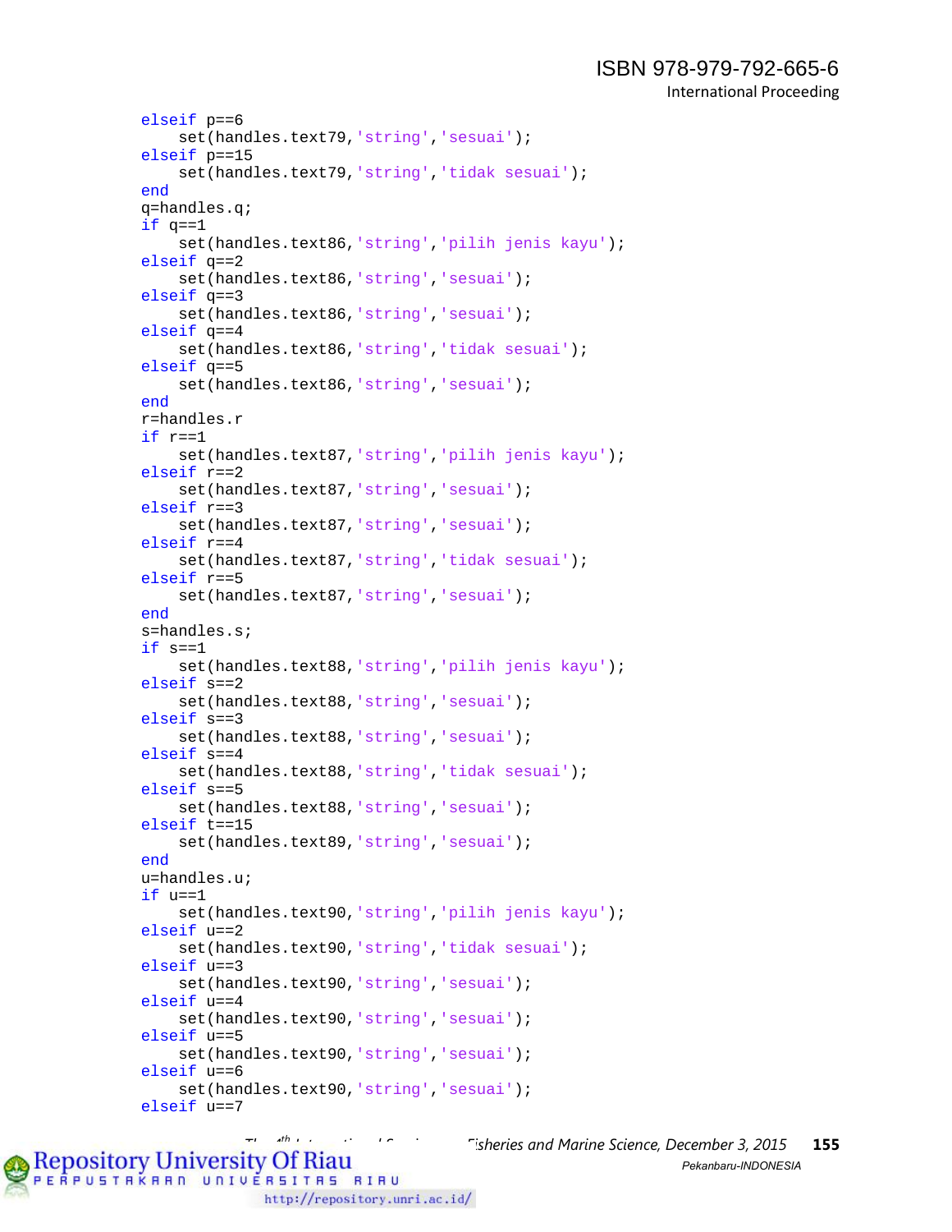```
elseif p==6
    set(handles.text79,'string','sesuai');
elseif p==15
    set(handles.text79,'string','tidak sesuai');
end
q=handles.q;
if q==1
    set(handles.text86,'string','pilih jenis kayu');
elseif q==2
    set(handles.text86,'string','sesuai');
elseif q==3
    set(handles.text86,'string','sesuai');
elseif q==4
    set(handles.text86,'string','tidak sesuai');
elseif q==5
    set(handles.text86,'string','sesuai');
end
r=handles.r
if r==1
    set(handles.text87,'string','pilih jenis kayu');
elseif r==2
    set(handles.text87,'string','sesuai');
elseif r==3
    set(handles.text87,'string','sesuai');
elseif r==4
    set(handles.text87,'string','tidak sesuai');
elseif r==5
    set(handles.text87,'string','sesuai');
end
s=handles.s;
if s==1
    set(handles.text88,'string','pilih jenis kayu');
elseif s==2
    set(handles.text88,'string','sesuai');
elseif s==3
    set(handles.text88,'string','sesuai');
elseif s==4
    set(handles.text88,'string','tidak sesuai');
elseif s==5
    set(handles.text88,'string','sesuai');
elseif t==15
    set(handles.text89,'string','sesuai');
end
u=handles.u;
if u==1
    set(handles.text90,'string','pilih jenis kayu');
elseif u==2
    set(handles.text90,'string','tidak sesuai');
elseif u==3
    set(handles.text90,'string','sesuai');
elseif u==4
    set(handles.text90,'string','sesuai');
elseif u==5
    set(handles.text90,'string','sesuai');
elseif u==6
    set(handles.text90,'string','sesuai');
elseif u==7
```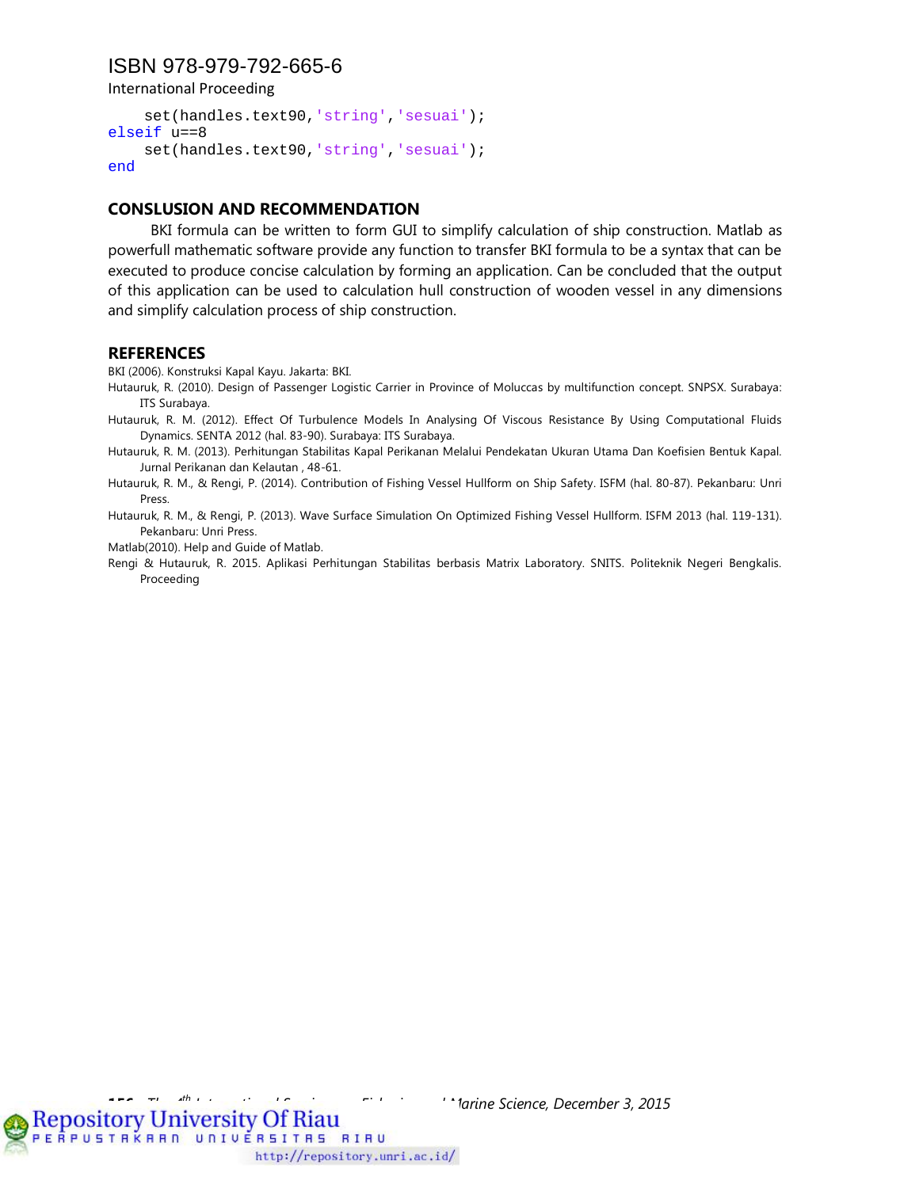```
    set(handles.text90,'string','sesuai');
elseif u==8
    set(handles.text90,'string','sesuai');
end
```

## CONSLUSION AND RECOMMENDATION

BKI formula can be written to form GUI to simplify calculation of ship construction. Matlab as powerfull mathematic software provide any function to transfer BKI formula to be a syntax that can be executed to produce concise calculation by forming an application. Can be concluded that the output of this application can be used to calculation hull construction of wooden vessel in any dimensions and simplify calculation process of ship construction.

## REFERENCES

BKI (2006). Konstruksi Kapal Kayu. Jakarta: BKI.

Hutauruk, R. (2010). Design of Passenger Logistic Carrier in Province of Moluccas by multifunction concept. SNPSX. Surabaya: ITS Surabaya.

Hutauruk, R. M. (2012). Effect Of Turbulence Models In Analysing Of Viscous Resistance By Using Computational Fluids Dynamics. SENTA 2012 (hal. 83-90). Surabaya: ITS Surabaya.

Hutauruk, R. M. (2013). Perhitungan Stabilitas Kapal Perikanan Melalui Pendekatan Ukuran Utama Dan Koefisien Bentuk Kapal. Jurnal Perikanan dan Kelautan , 48-61.

Hutauruk, R. M., & Rengi, P. (2014). Contribution of Fishing Vessel Hullform on Ship Safety. ISFM (hal. 80-87). Pekanbaru: Unri Press.

Hutauruk, R. M., & Rengi, P. (2013). Wave Surface Simulation On Optimized Fishing Vessel Hullform. ISFM 2013 (hal. 119-131). Pekanbaru: Unri Press.

Matlab(2010). Help and Guide of Matlab.

Rengi & Hutauruk, R. 2015. Aplikasi Perhitungan Stabilitas berbasis Matrix Laboratory. SNITS. Politeknik Negeri Bengkalis. Proceeding